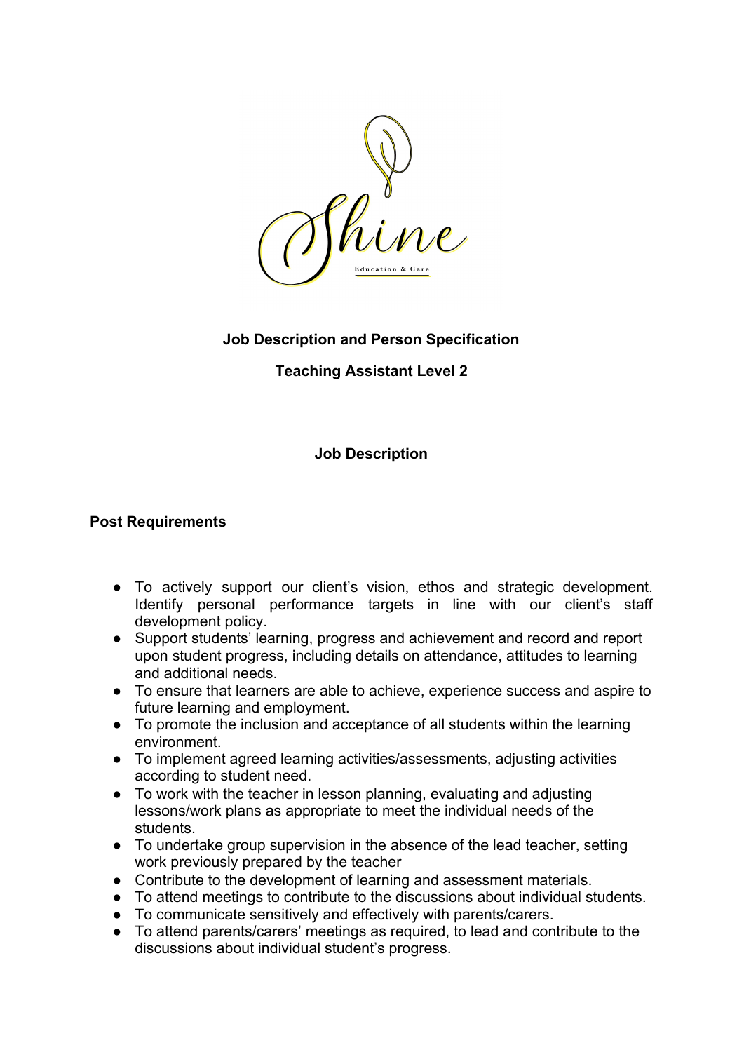Shine

Education & Care

# Job Description and Person Specification

## Teaching Assistant Level 2

## Job Description

### Post Requirements

- To actively support our client's vision, ethos and strategic development. Identify personal performance targets in line with our client's staff development policy.
- Support students' learning, progress and achievement and record and report upon student progress, including details on attendance, attitudes to learning and additional needs.
- To ensure that learners are able to achieve, experience success and aspire to future learning and employment.
- To promote the inclusion and acceptance of all students within the learning environment.
- To implement agreed learning activities/assessments, adjusting activities according to student need.
- To work with the teacher in lesson planning, evaluating and adjusting lessons/work plans as appropriate to meet the individual needs of the students.
- To undertake group supervision in the absence of the lead teacher, setting work previously prepared by the teacher
- Contribute to the development of learning and assessment materials.
- To attend meetings to contribute to the discussions about individual students.
- To communicate sensitively and effectively with parents/carers.
- To attend parents/carers' meetings as required, to lead and contribute to the discussions about individual student's progress.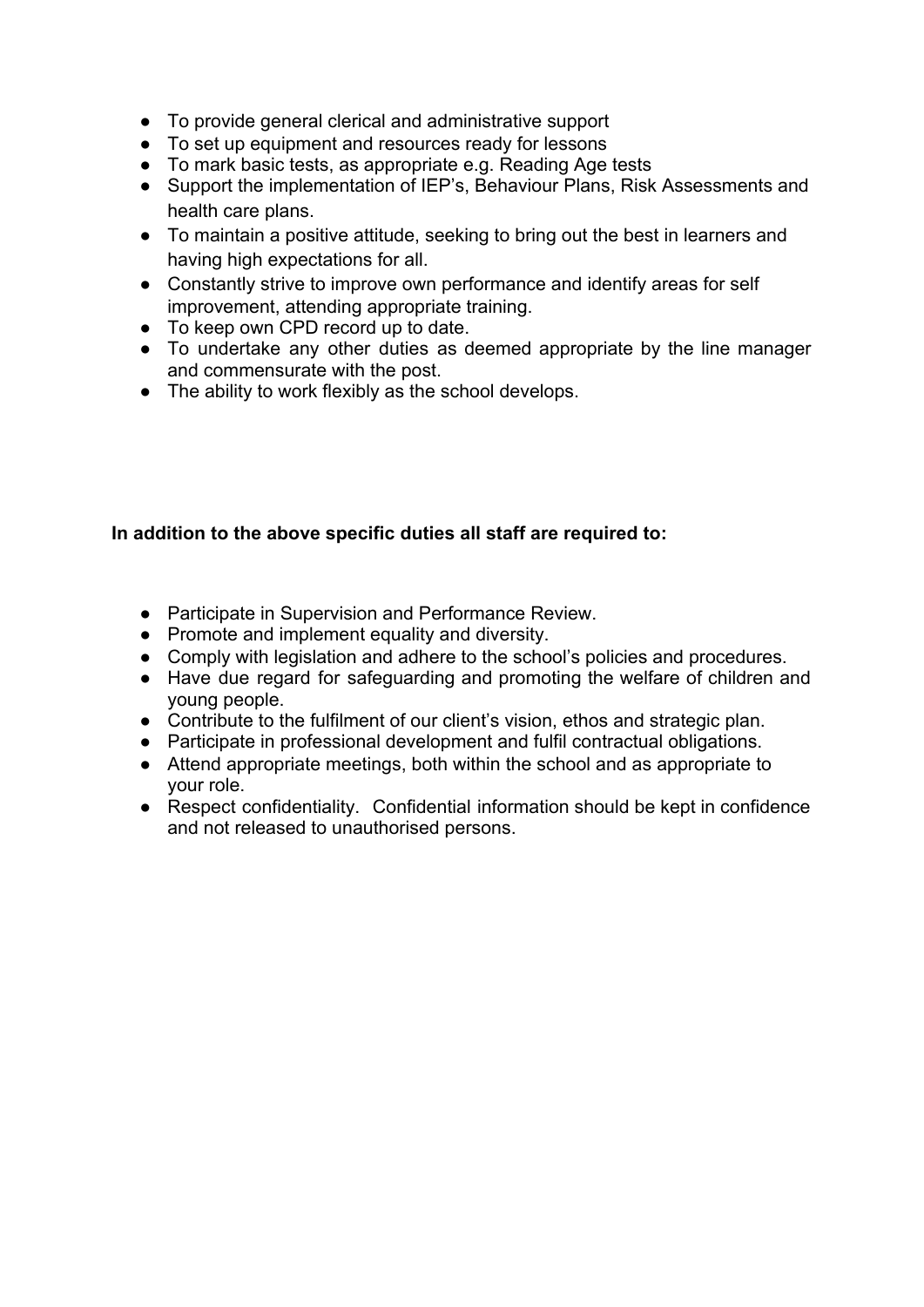- To provide general clerical and administrative support
- To set up equipment and resources ready for lessons
- To mark basic tests, as appropriate e.g. Reading Age tests
- Support the implementation of IEP's, Behaviour Plans, Risk Assessments and health care plans.
- To maintain a positive attitude, seeking to bring out the best in learners and having high expectations for all.
- Constantly strive to improve own performance and identify areas for self improvement, attending appropriate training.
- To keep own CPD record up to date.
- To undertake any other duties as deemed appropriate by the line manager and commensurate with the post.
- The ability to work flexibly as the school develops.

**In addition to the above specific duties all staff are required to:**

- Participate in Supervision and Performance Review.
- Promote and implement equality and diversity.
- Comply with legislation and adhere to the school's policies and procedures.
- Have due regard for safeguarding and promoting the welfare of children and young people.
- Contribute to the fulfilment of our client's vision, ethos and strategic plan.
- Participate in professional development and fulfil contractual obligations.
- Attend appropriate meetings, both within the school and as appropriate to your role.
- Respect confidentiality. Confidential information should be kept in confidence and not released to unauthorised persons.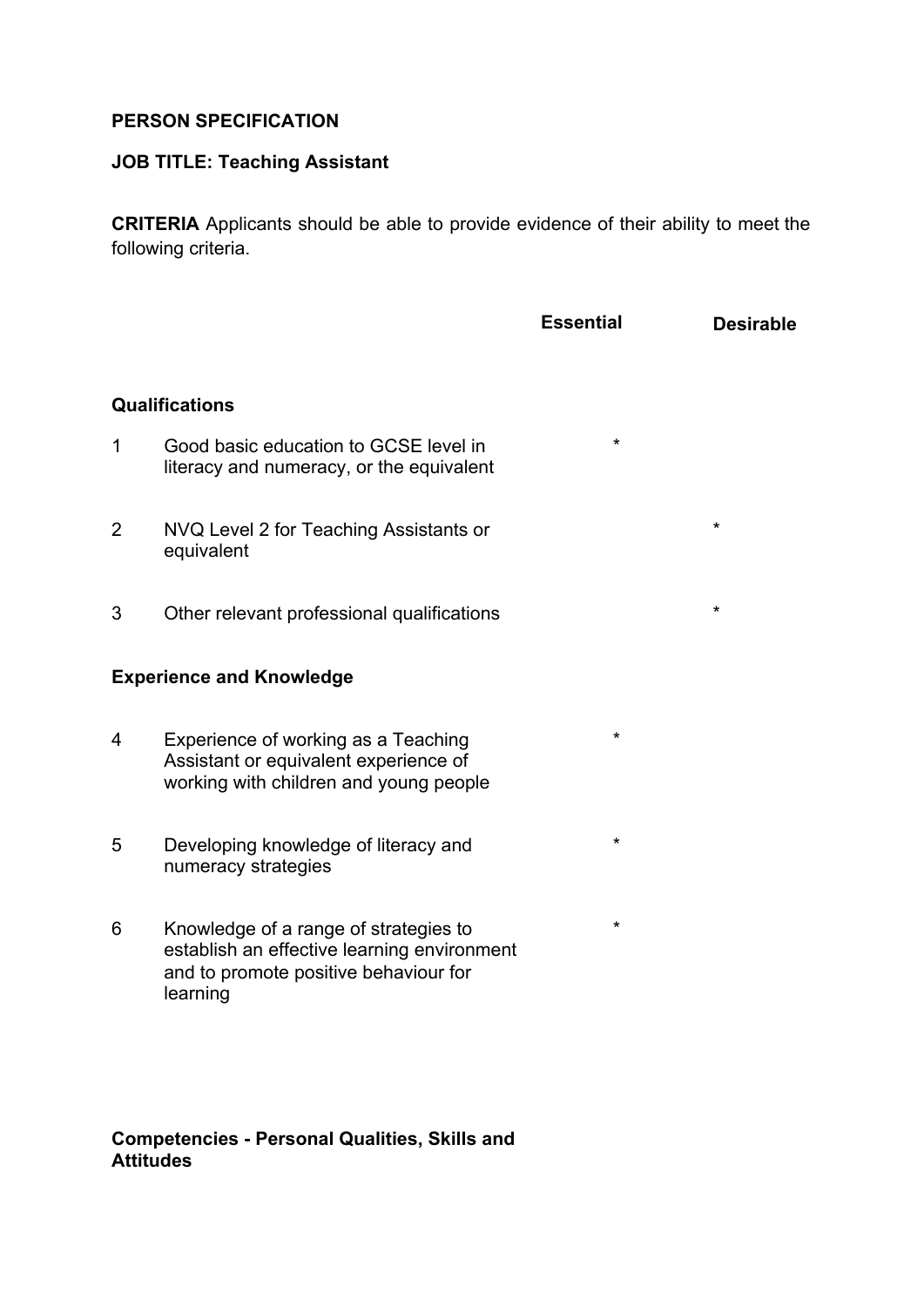**PERSON SPECIFICATION**

**JOB TITLE: Teaching Assistant**

**CRITERIA** Applicants should be able to provide evidence of their ability to meet the following criteria.

| | | Essential | Desirable |
|---|---|---|---|
| **Qualifications** | | | |
| 1 | Good basic education to GCSE level in literacy and numeracy, or the equivalent | * | |
| 2 | NVQ Level 2 for Teaching Assistants or equivalent | | * |
| 3 | Other relevant professional qualifications | | * |
| **Experience and Knowledge** | | | |
| 4 | Experience of working as a Teaching Assistant or equivalent experience of working with children and young people | * | |
| 5 | Developing knowledge of literacy and numeracy strategies | * | |
| 6 | Knowledge of a range of strategies to establish an effective learning environment and to promote positive behaviour for learning | * | |

**Competencies - Personal Qualities, Skills and Attitudes**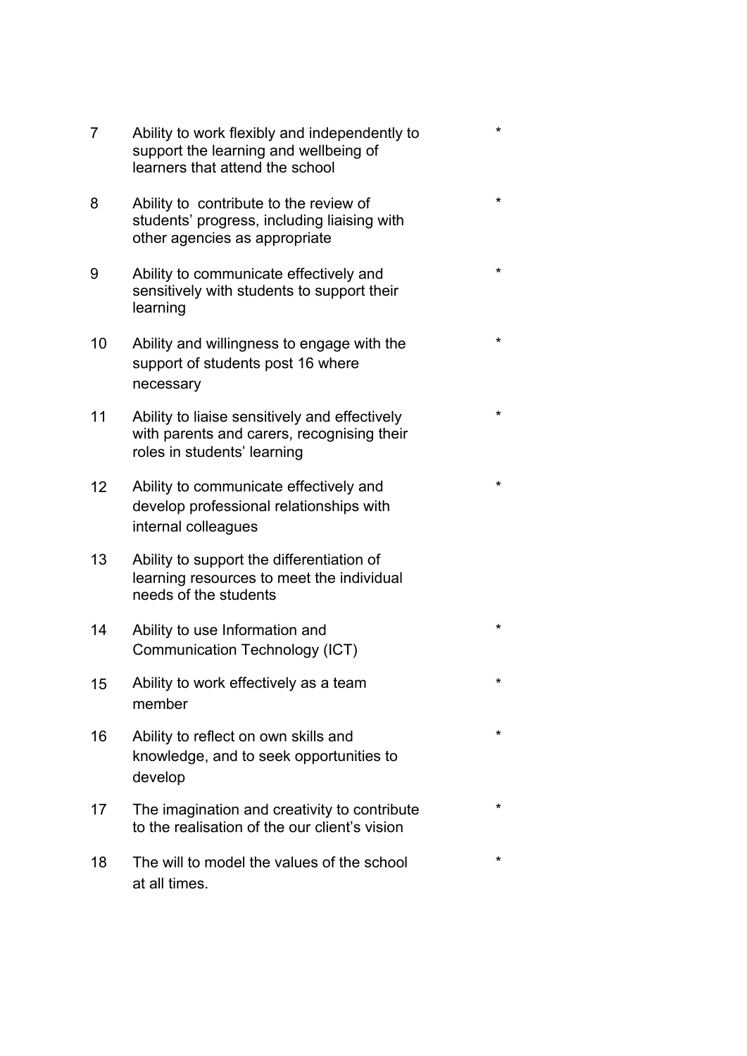| | | |
|---|---|---|
| 7 | Ability to work flexibly and independently to support the learning and wellbeing of learners that attend the school | * |
| 8 | Ability to contribute to the review of students' progress, including liaising with other agencies as appropriate | * |
| 9 | Ability to communicate effectively and sensitively with students to support their learning | * |
| 10 | Ability and willingness to engage with the support of students post 16 where necessary | * |
| 11 | Ability to liaise sensitively and effectively with parents and carers, recognising their roles in students' learning | * |
| 12 | Ability to communicate effectively and develop professional relationships with internal colleagues | * |
| 13 | Ability to support the differentiation of learning resources to meet the individual needs of the students | |
| 14 | Ability to use Information and Communication Technology (ICT) | * |
| 15 | Ability to work effectively as a team member | * |
| 16 | Ability to reflect on own skills and knowledge, and to seek opportunities to develop | * |
| 17 | The imagination and creativity to contribute to the realisation of the our client's vision | * |
| 18 | The will to model the values of the school at all times. | * |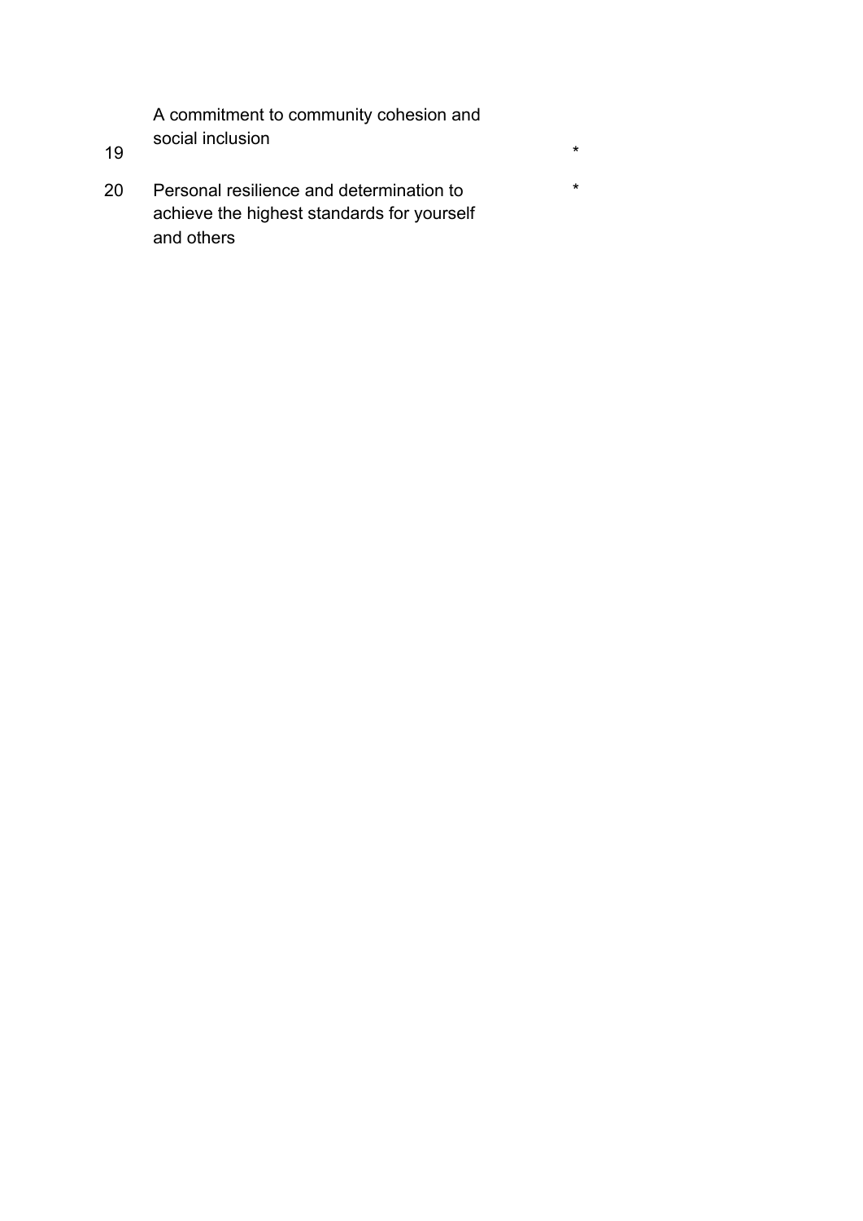| | | |
|---|---|---|
| 19 | A commitment to community cohesion and social inclusion | * |
| 20 | Personal resilience and determination to achieve the highest standards for yourself and others | * |